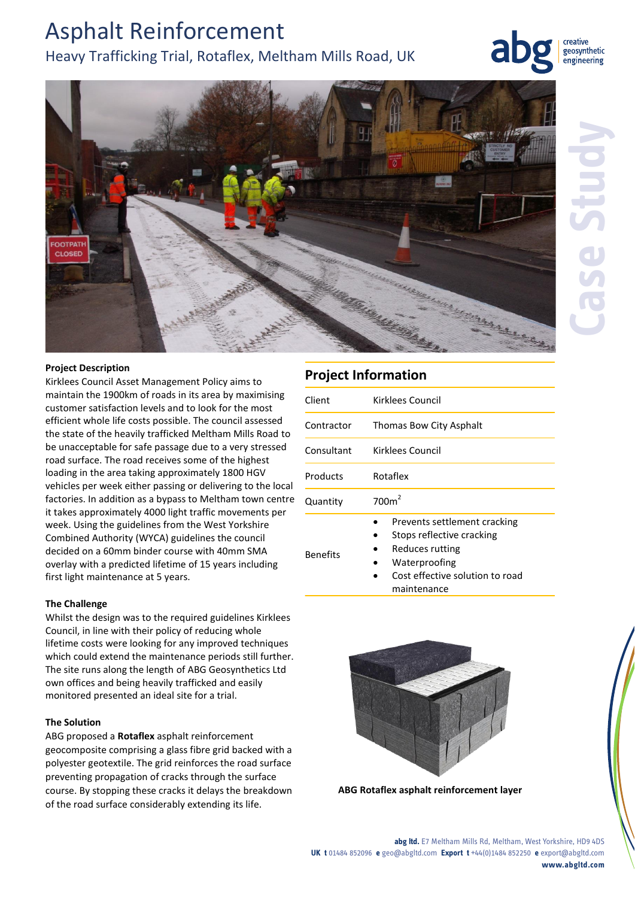# Asphalt Reinforcement

## Heavy Trafficking Trial, Rotaflex, Meltham Mills Road, UK

abg creative geosynthetic engineering

Case Study

### Project Description

Kirklees Council Asset Management Policy aims to maintain the 1900km of roads in its area by maximising customer satisfaction levels and to look for the most efficient whole life costs possible. The council assessed the state of the heavily trafficked Meltham Mills Road to be unacceptable for safe passage due to a very stressed road surface. The road receives some of the highest loading in the area taking approximately 1800 HGV vehicles per week either passing or delivering to the local factories. In addition as a bypass to Meltham town centre it takes approximately 4000 light traffic movements per week. Using the guidelines from the West Yorkshire Combined Authority (WYCA) guidelines the council decided on a 60mm binder course with 40mm SMA overlay with a predicted lifetime of 15 years including first light maintenance at 5 years.

### The Challenge

Whilst the design was to the required guidelines Kirklees Council, in line with their policy of reducing whole lifetime costs were looking for any improved techniques which could extend the maintenance periods still further. The site runs along the length of ABG Geosynthetics Ltd own offices and being heavily trafficked and easily monitored presented an ideal site for a trial.

### The Solution

ABG proposed a **Rotaflex** asphalt reinforcement geocomposite comprising a glass fibre grid backed with a polyester geotextile. The grid reinforces the road surface preventing propagation of cracks through the surface course. By stopping these cracks it delays the breakdown of the road surface considerably extending its life.

## Project Information

| | |
|---|---|
| Client | Kirklees Council |
| Contractor | Thomas Bow City Asphalt |
| Consultant | Kirklees Council |
| Products | Rotaflex |
| Quantity | 700m$^2$ |
| Benefits | • Prevents settlement cracking<br>• Stops reflective cracking<br>• Reduces rutting<br>• Waterproofing<br>• Cost effective solution to road maintenance |

**ABG Rotaflex asphalt reinforcement layer**

**abg ltd.** E7 Meltham Mills Rd, Meltham, West Yorkshire, HD9 4DS
**UK t** 01484 852096 **e** geo@abgltd.com **Export t** +44(0)1484 852250 **e** export@abgltd.com
**www.abgltd.com**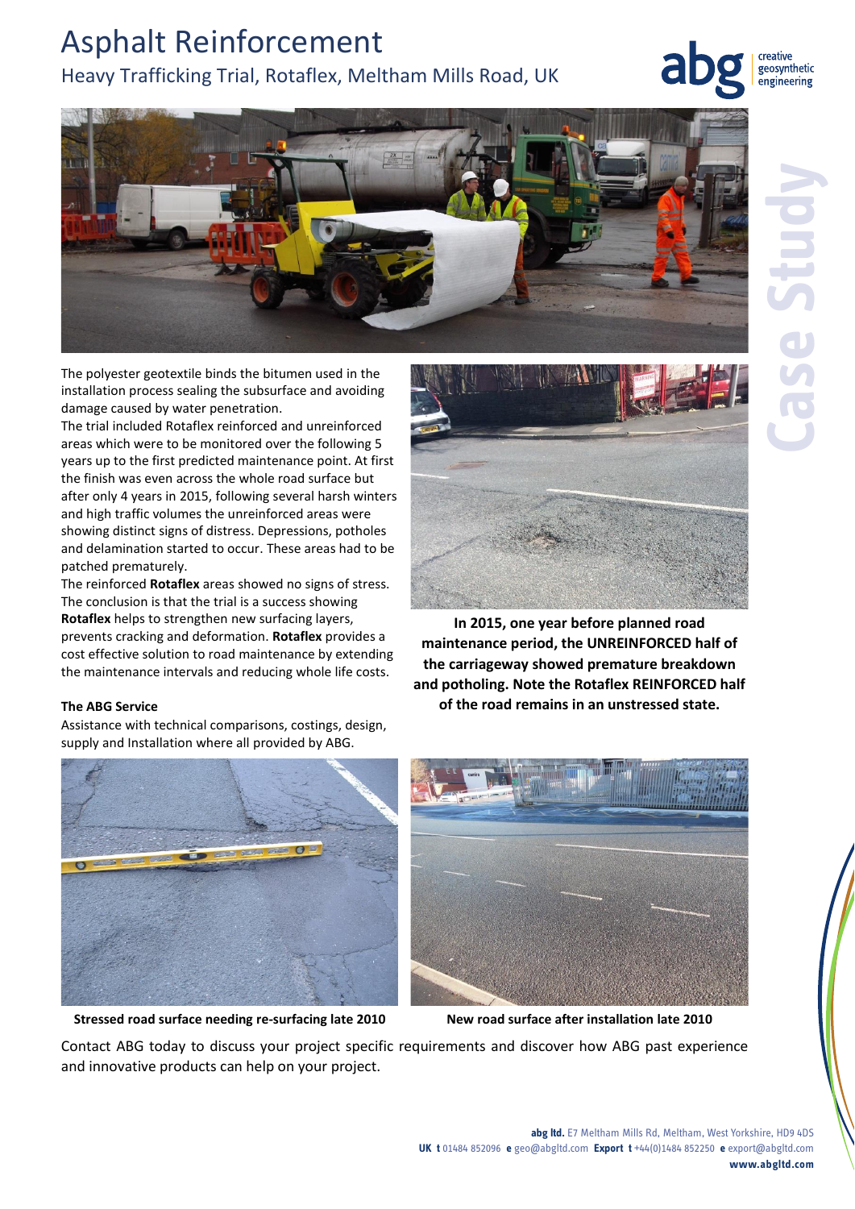# Asphalt Reinforcement

## Heavy Trafficking Trial, Rotaflex, Meltham Mills Road, UK

The polyester geotextile binds the bitumen used in the installation process sealing the subsurface and avoiding damage caused by water penetration.

The trial included Rotaflex reinforced and unreinforced areas which were to be monitored over the following 5 years up to the first predicted maintenance point. At first the finish was even across the whole road surface but after only 4 years in 2015, following several harsh winters and high traffic volumes the unreinforced areas were showing distinct signs of distress. Depressions, potholes and delamination started to occur. These areas had to be patched prematurely.

The reinforced **Rotaflex** areas showed no signs of stress. The conclusion is that the trial is a success showing **Rotaflex** helps to strengthen new surfacing layers, prevents cracking and deformation. **Rotaflex** provides a cost effective solution to road maintenance by extending the maintenance intervals and reducing whole life costs.

**In 2015, one year before planned road maintenance period, the UNREINFORCED half of the carriageway showed premature breakdown and potholing. Note the Rotaflex REINFORCED half of the road remains in an unstressed state.**

### The ABG Service

Assistance with technical comparisons, costings, design, supply and Installation where all provided by ABG.

**Stressed road surface needing re-surfacing late 2010**

**New road surface after installation late 2010**

Contact ABG today to discuss your project specific requirements and discover how ABG past experience and innovative products can help on your project.

**abg ltd.** E7 Meltham Mills Rd, Meltham, West Yorkshire, HD9 4DS
**UK t** 01484 852096 **e** geo@abgltd.com **Export t** +44(0)1484 852250 **e** export@abgltd.com
**www.abgltd.com**